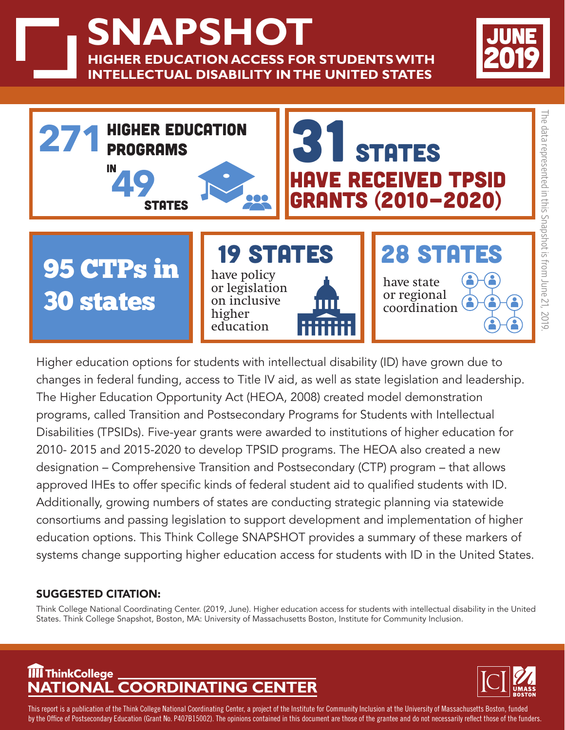# SNAPSHOT

## HIGHER EDUCATION ACCESS FOR STUDENTS WITH INTELLECTUAL DISABILITY IN THE UNITED STATES

**JUNE 2019**

**271 HIGHER EDUCATION PROGRAMS IN 49 STATES**

**31 STATES HAVE RECEIVED TPSID GRANTS (2010–2020)**

**95 CTPs in 30 states**

**19 STATES** have policy or legislation on inclusive higher education

**28 STATES** have state or regional coordination

*The data represented in this Snapshot is from June 21, 2019.*

Higher education options for students with intellectual disability (ID) have grown due to changes in federal funding, access to Title IV aid, as well as state legislation and leadership. The Higher Education Opportunity Act (HEOA, 2008) created model demonstration programs, called Transition and Postsecondary Programs for Students with Intellectual Disabilities (TPSIDs). Five-year grants were awarded to institutions of higher education for 2010- 2015 and 2015-2020 to develop TPSID programs. The HEOA also created a new designation – Comprehensive Transition and Postsecondary (CTP) program – that allows approved IHEs to offer specific kinds of federal student aid to qualified students with ID. Additionally, growing numbers of states are conducting strategic planning via statewide consortiums and passing legislation to support development and implementation of higher education options. This Think College SNAPSHOT provides a summary of these markers of systems change supporting higher education access for students with ID in the United States.

**SUGGESTED CITATION:**

Think College National Coordinating Center. (2019, June). Higher education access for students with intellectual disability in the United States. Think College Snapshot, Boston, MA: University of Massachusetts Boston, Institute for Community Inclusion.

**ThinkCollege NATIONAL COORDINATING CENTER**

This report is a publication of the Think College National Coordinating Center, a project of the Institute for Community Inclusion at the University of Massachusetts Boston, funded by the Office of Postsecondary Education (Grant No. P407B15002). The opinions contained in this document are those of the grantee and do not necessarily reflect those of the funders.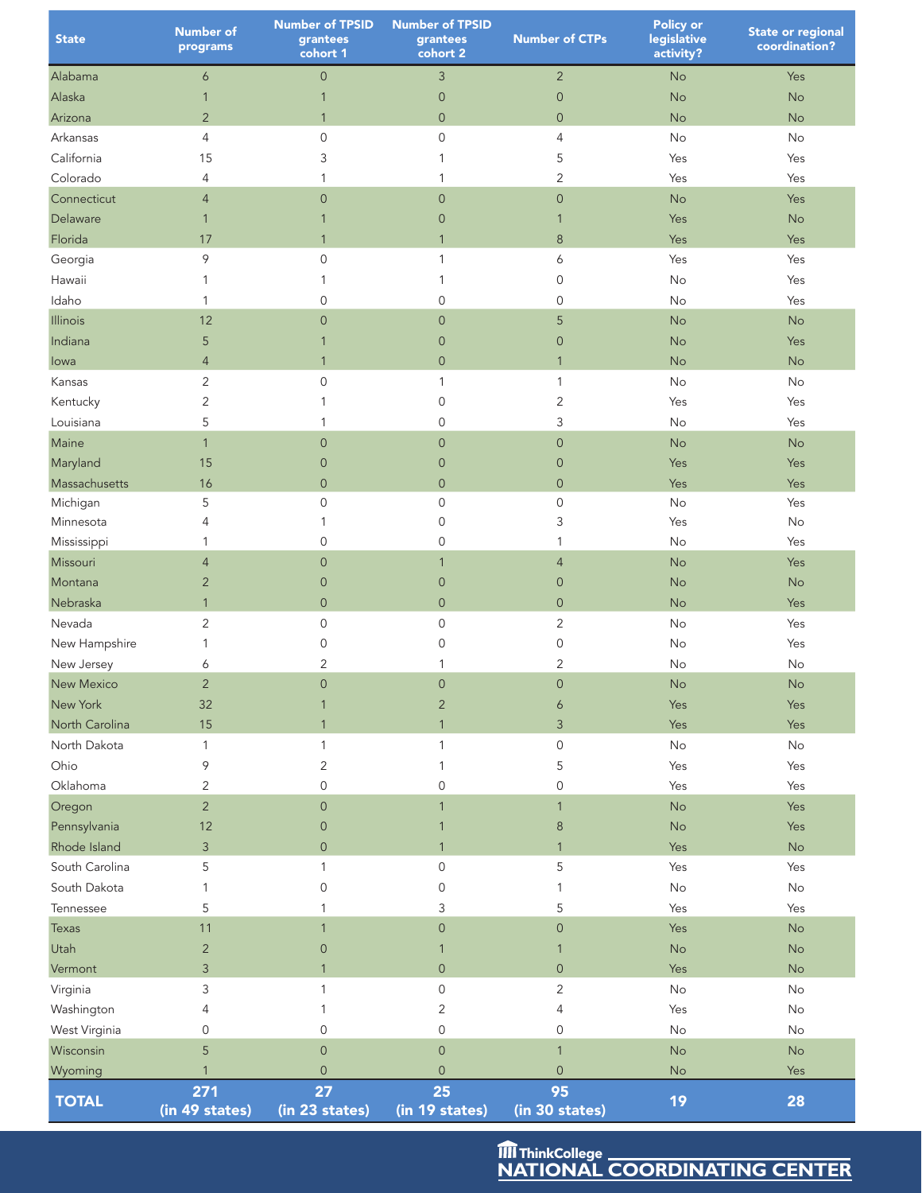| State | Number of programs | Number of TPSID grantees cohort 1 | Number of TPSID grantees cohort 2 | Number of CTPs | Policy or legislative activity? | State or regional coordination? |
|---|---|---|---|---|---|---|
| Alabama | 6 | 0 | 3 | 2 | No | Yes |
| Alaska | 1 | 1 | 0 | 0 | No | No |
| Arizona | 2 | 1 | 0 | 0 | No | No |
| Arkansas | 4 | 0 | 0 | 4 | No | No |
| California | 15 | 3 | 1 | 5 | Yes | Yes |
| Colorado | 4 | 1 | 1 | 2 | Yes | Yes |
| Connecticut | 4 | 0 | 0 | 0 | No | Yes |
| Delaware | 1 | 1 | 0 | 1 | Yes | No |
| Florida | 17 | 1 | 1 | 8 | Yes | Yes |
| Georgia | 9 | 0 | 1 | 6 | Yes | Yes |
| Hawaii | 1 | 1 | 1 | 0 | No | Yes |
| Idaho | 1 | 0 | 0 | 0 | No | Yes |
| Illinois | 12 | 0 | 0 | 5 | No | No |
| Indiana | 5 | 1 | 0 | 0 | No | Yes |
| Iowa | 4 | 1 | 0 | 1 | No | No |
| Kansas | 2 | 0 | 1 | 1 | No | No |
| Kentucky | 2 | 1 | 0 | 2 | Yes | Yes |
| Louisiana | 5 | 1 | 0 | 3 | No | Yes |
| Maine | 1 | 0 | 0 | 0 | No | No |
| Maryland | 15 | 0 | 0 | 0 | Yes | Yes |
| Massachusetts | 16 | 0 | 0 | 0 | Yes | Yes |
| Michigan | 5 | 0 | 0 | 0 | No | Yes |
| Minnesota | 4 | 1 | 0 | 3 | Yes | No |
| Mississippi | 1 | 0 | 0 | 1 | No | Yes |
| Missouri | 4 | 0 | 1 | 4 | No | Yes |
| Montana | 2 | 0 | 0 | 0 | No | No |
| Nebraska | 1 | 0 | 0 | 0 | No | Yes |
| Nevada | 2 | 0 | 0 | 2 | No | Yes |
| New Hampshire | 1 | 0 | 0 | 0 | No | Yes |
| New Jersey | 6 | 2 | 1 | 2 | No | No |
| New Mexico | 2 | 0 | 0 | 0 | No | No |
| New York | 32 | 1 | 2 | 6 | Yes | Yes |
| North Carolina | 15 | 1 | 1 | 3 | Yes | Yes |
| North Dakota | 1 | 1 | 1 | 0 | No | No |
| Ohio | 9 | 2 | 1 | 5 | Yes | Yes |
| Oklahoma | 2 | 0 | 0 | 0 | Yes | Yes |
| Oregon | 2 | 0 | 1 | 1 | No | Yes |
| Pennsylvania | 12 | 0 | 1 | 8 | No | Yes |
| Rhode Island | 3 | 0 | 1 | 1 | Yes | No |
| South Carolina | 5 | 1 | 0 | 5 | Yes | Yes |
| South Dakota | 1 | 0 | 0 | 1 | No | No |
| Tennessee | 5 | 1 | 3 | 5 | Yes | Yes |
| Texas | 11 | 1 | 0 | 0 | Yes | No |
| Utah | 2 | 0 | 1 | 1 | No | No |
| Vermont | 3 | 1 | 0 | 0 | Yes | No |
| Virginia | 3 | 1 | 0 | 2 | No | No |
| Washington | 4 | 1 | 2 | 4 | Yes | No |
| West Virginia | 0 | 0 | 0 | 0 | No | No |
| Wisconsin | 5 | 0 | 0 | 1 | No | No |
| Wyoming | 1 | 0 | 0 | 0 | No | Yes |
| **TOTAL** | **271 (in 49 states)** | **27 (in 23 states)** | **25 (in 19 states)** | **95 (in 30 states)** | **19** | **28** |

ThinkCollege NATIONAL COORDINATING CENTER